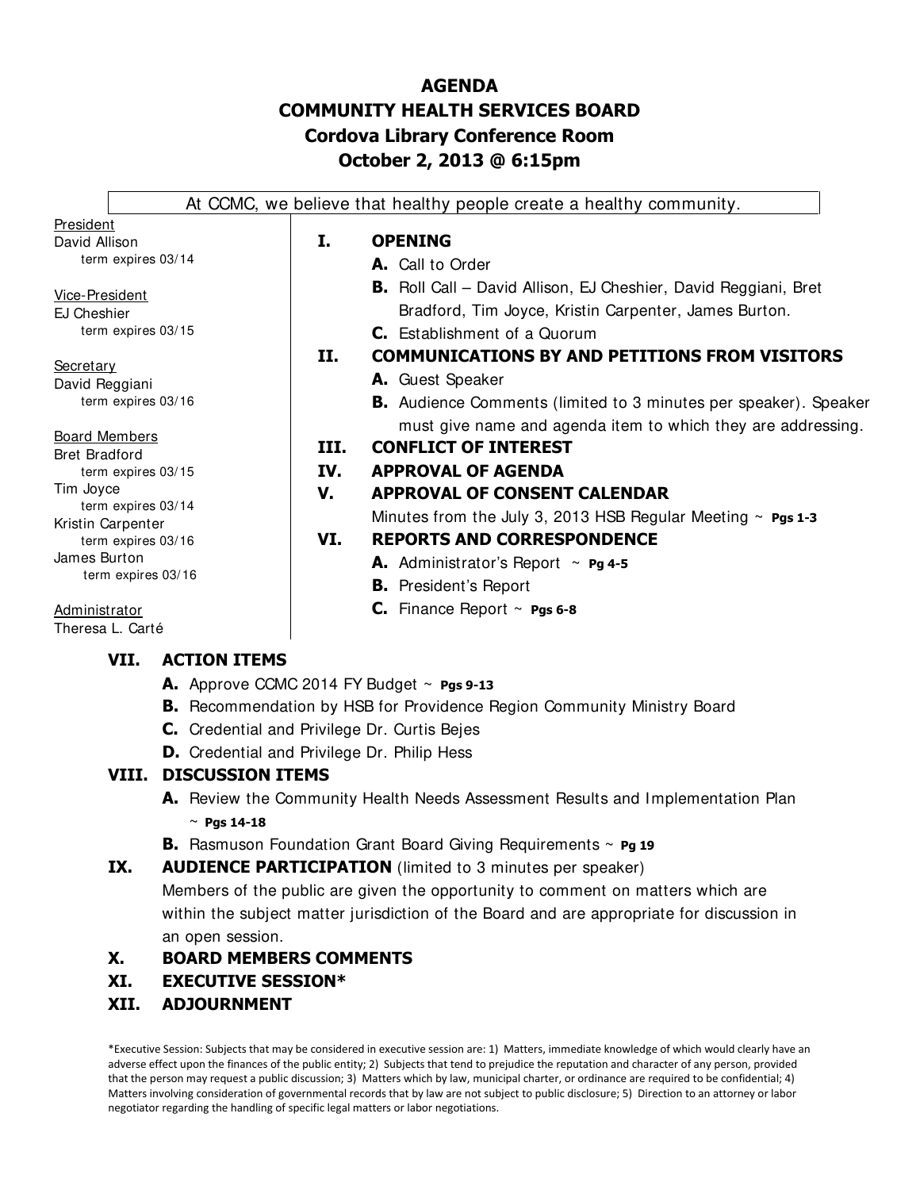# AGENDA
# COMMUNITY HEALTH SERVICES BOARD
## Cordova Library Conference Room
## October 2, 2013 @ 6:15pm

At CCMC, we believe that healthy people create a healthy community.

President
David Allison
term expires 03/14

Vice-President
EJ Cheshier
term expires 03/15

Secretary
David Reggiani
term expires 03/16

Board Members
Bret Bradford
term expires 03/15
Tim Joyce
term expires 03/14
Kristin Carpenter
term expires 03/16
James Burton
term expires 03/16

Administrator
Theresa L. Carté

**I. OPENING**

- **A.** Call to Order
- **B.** Roll Call – David Allison, EJ Cheshier, David Reggiani, Bret Bradford, Tim Joyce, Kristin Carpenter, James Burton.
- **C.** Establishment of a Quorum

**II. COMMUNICATIONS BY AND PETITIONS FROM VISITORS**

- **A.** Guest Speaker
- **B.** Audience Comments (limited to 3 minutes per speaker). Speaker must give name and agenda item to which they are addressing.

**III. CONFLICT OF INTEREST**

**IV. APPROVAL OF AGENDA**

**V. APPROVAL OF CONSENT CALENDAR**

Minutes from the July 3, 2013 HSB Regular Meeting ~ **Pgs 1-3**

**VI. REPORTS AND CORRESPONDENCE**

- **A.** Administrator's Report ~ **Pg 4-5**
- **B.** President's Report
- **C.** Finance Report ~ **Pgs 6-8**

**VII. ACTION ITEMS**

- **A.** Approve CCMC 2014 FY Budget ~ **Pgs 9-13**
- **B.** Recommendation by HSB for Providence Region Community Ministry Board
- **C.** Credential and Privilege Dr. Curtis Bejes
- **D.** Credential and Privilege Dr. Philip Hess

**VIII. DISCUSSION ITEMS**

- **A.** Review the Community Health Needs Assessment Results and Implementation Plan ~ **Pgs 14-18**
- **B.** Rasmuson Foundation Grant Board Giving Requirements ~ **Pg 19**

**IX. AUDIENCE PARTICIPATION** (limited to 3 minutes per speaker)

Members of the public are given the opportunity to comment on matters which are within the subject matter jurisdiction of the Board and are appropriate for discussion in an open session.

**X. BOARD MEMBERS COMMENTS**

**XI. EXECUTIVE SESSION***

**XII. ADJOURNMENT**

*Executive Session: Subjects that may be considered in executive session are: 1) Matters, immediate knowledge of which would clearly have an adverse effect upon the finances of the public entity; 2) Subjects that tend to prejudice the reputation and character of any person, provided that the person may request a public discussion; 3) Matters which by law, municipal charter, or ordinance are required to be confidential; 4) Matters involving consideration of governmental records that by law are not subject to public disclosure; 5) Direction to an attorney or labor negotiator regarding the handling of specific legal matters or labor negotiations.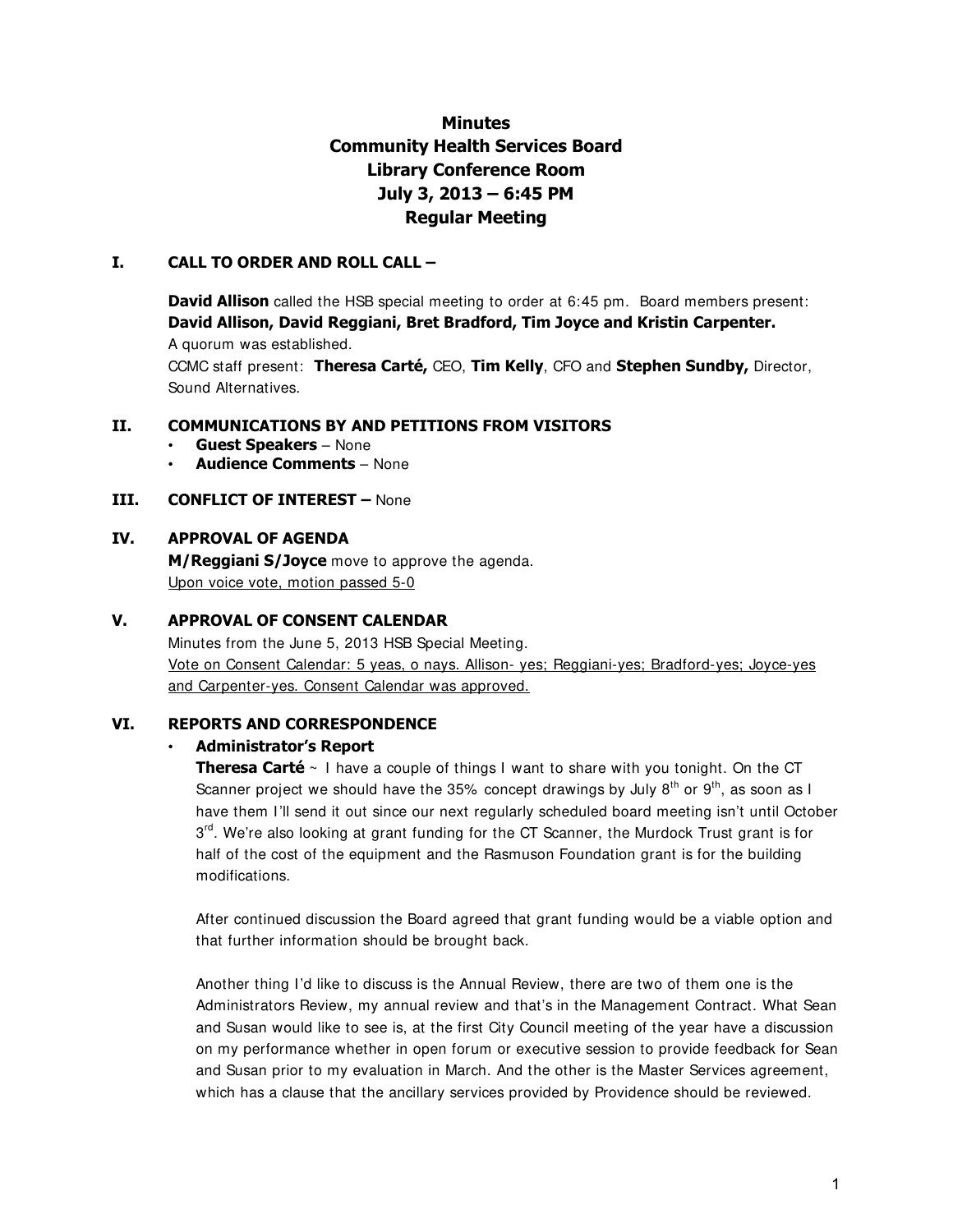# Minutes
# Community Health Services Board
# Library Conference Room
# July 3, 2013 – 6:45 PM
# Regular Meeting

## I. CALL TO ORDER AND ROLL CALL –

**David Allison** called the HSB special meeting to order at 6:45 pm. Board members present: **David Allison, David Reggiani, Bret Bradford, Tim Joyce and Kristin Carpenter.**
A quorum was established.
CCMC staff present: **Theresa Carté,** CEO, **Tim Kelly**, CFO and **Stephen Sundby,** Director, Sound Alternatives.

## II. COMMUNICATIONS BY AND PETITIONS FROM VISITORS

- **Guest Speakers** – None
- **Audience Comments** – None

## III. CONFLICT OF INTEREST – None

## IV. APPROVAL OF AGENDA

**M/Reggiani S/Joyce** move to approve the agenda.
Upon voice vote, motion passed 5-0

## V. APPROVAL OF CONSENT CALENDAR

Minutes from the June 5, 2013 HSB Special Meeting.
Vote on Consent Calendar: 5 yeas, o nays. Allison- yes; Reggiani-yes; Bradford-yes; Joyce-yes and Carpenter-yes. Consent Calendar was approved.

## VI. REPORTS AND CORRESPONDENCE

- **Administrator's Report**

**Theresa Carté** ~ I have a couple of things I want to share with you tonight. On the CT Scanner project we should have the 35% concept drawings by July 8th or 9th, as soon as I have them I'll send it out since our next regularly scheduled board meeting isn't until October 3rd. We're also looking at grant funding for the CT Scanner, the Murdock Trust grant is for half of the cost of the equipment and the Rasmuson Foundation grant is for the building modifications.

After continued discussion the Board agreed that grant funding would be a viable option and that further information should be brought back.

Another thing I'd like to discuss is the Annual Review, there are two of them one is the Administrators Review, my annual review and that's in the Management Contract. What Sean and Susan would like to see is, at the first City Council meeting of the year have a discussion on my performance whether in open forum or executive session to provide feedback for Sean and Susan prior to my evaluation in March. And the other is the Master Services agreement, which has a clause that the ancillary services provided by Providence should be reviewed.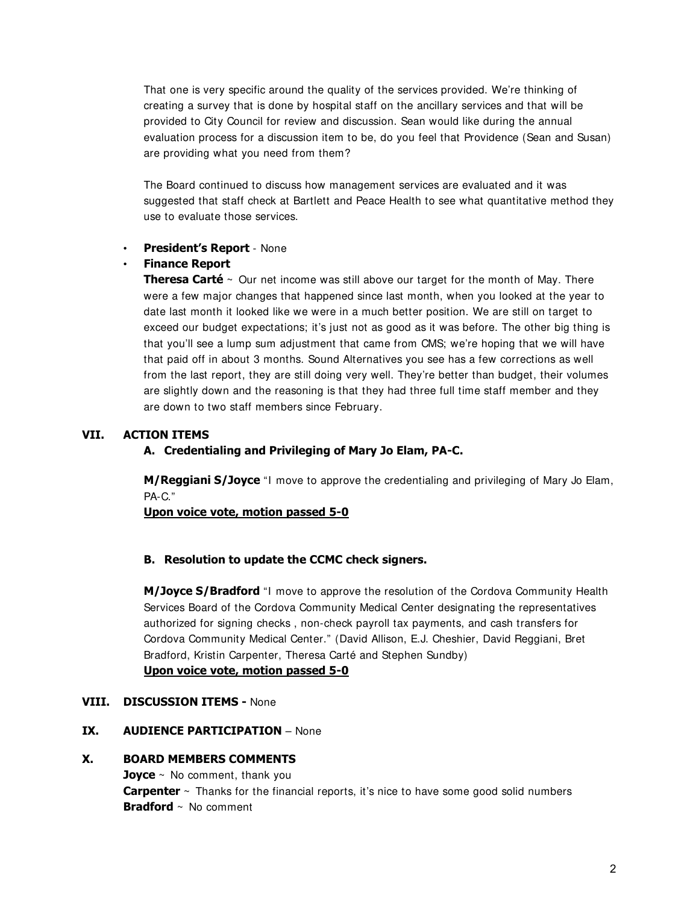That one is very specific around the quality of the services provided. We're thinking of creating a survey that is done by hospital staff on the ancillary services and that will be provided to City Council for review and discussion. Sean would like during the annual evaluation process for a discussion item to be, do you feel that Providence (Sean and Susan) are providing what you need from them?

The Board continued to discuss how management services are evaluated and it was suggested that staff check at Bartlett and Peace Health to see what quantitative method they use to evaluate those services.

- **President's Report** - None
- **Finance Report**
  **Theresa Carté** ~ Our net income was still above our target for the month of May. There were a few major changes that happened since last month, when you looked at the year to date last month it looked like we were in a much better position. We are still on target to exceed our budget expectations; it's just not as good as it was before. The other big thing is that you'll see a lump sum adjustment that came from CMS; we're hoping that we will have that paid off in about 3 months. Sound Alternatives you see has a few corrections as well from the last report, they are still doing very well. They're better than budget, their volumes are slightly down and the reasoning is that they had three full time staff member and they are down to two staff members since February.

## VII. ACTION ITEMS

### A. Credentialing and Privileging of Mary Jo Elam, PA-C.

**M/Reggiani S/Joyce** "I move to approve the credentialing and privileging of Mary Jo Elam, PA-C."
**Upon voice vote, motion passed 5-0**

### B. Resolution to update the CCMC check signers.

**M/Joyce S/Bradford** "I move to approve the resolution of the Cordova Community Health Services Board of the Cordova Community Medical Center designating the representatives authorized for signing checks , non-check payroll tax payments, and cash transfers for Cordova Community Medical Center." (David Allison, E.J. Cheshier, David Reggiani, Bret Bradford, Kristin Carpenter, Theresa Carté and Stephen Sundby)
**Upon voice vote, motion passed 5-0**

## VIII. DISCUSSION ITEMS - None

## IX. AUDIENCE PARTICIPATION – None

## X. BOARD MEMBERS COMMENTS

**Joyce** ~ No comment, thank you
**Carpenter** ~ Thanks for the financial reports, it's nice to have some good solid numbers
**Bradford** ~ No comment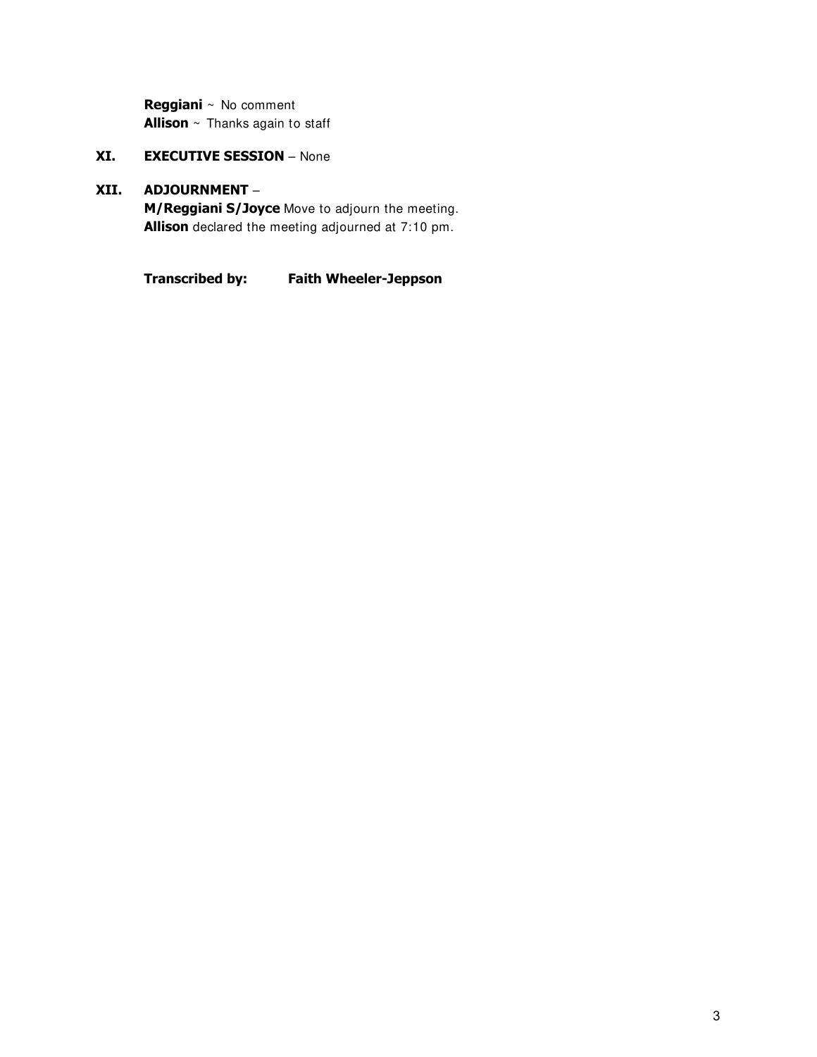**Reggiani** ~ No comment
**Allison** ~ Thanks again to staff

**XI. EXECUTIVE SESSION** – None

**XII. ADJOURNMENT** –
**M/Reggiani S/Joyce** Move to adjourn the meeting.
**Allison** declared the meeting adjourned at 7:10 pm.

**Transcribed by:** **Faith Wheeler-Jeppson**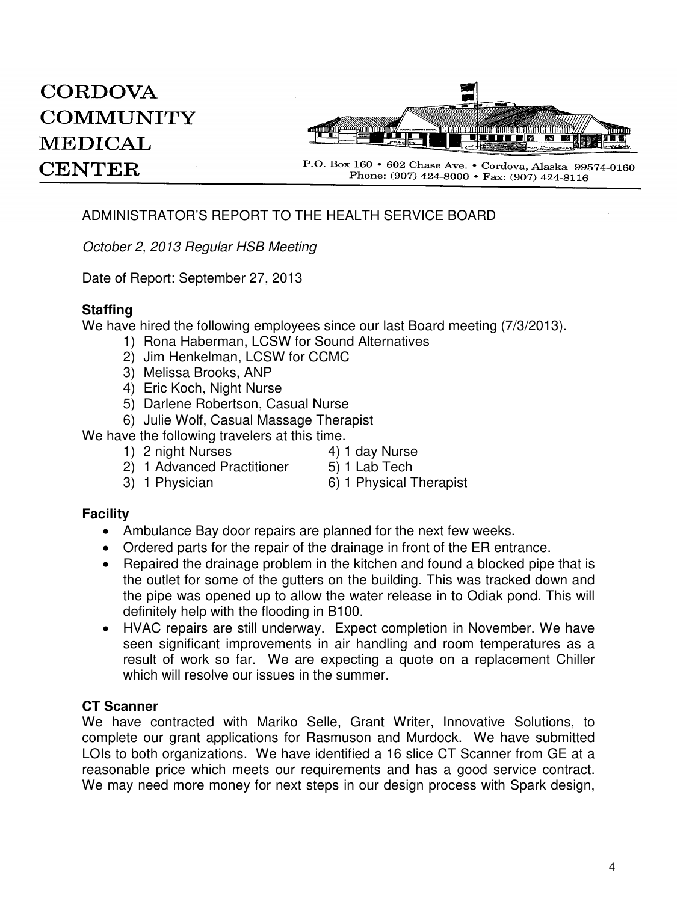# CORDOVA COMMUNITY MEDICAL CENTER

P.O. Box 160 • 602 Chase Ave. • Cordova, Alaska 99574-0160
Phone: (907) 424-8000 • Fax: (907) 424-8116

ADMINISTRATOR'S REPORT TO THE HEALTH SERVICE BOARD

*October 2, 2013 Regular HSB Meeting*

Date of Report: September 27, 2013

**Staffing**

We have hired the following employees since our last Board meeting (7/3/2013).

1) Rona Haberman, LCSW for Sound Alternatives
2) Jim Henkelman, LCSW for CCMC
3) Melissa Brooks, ANP
4) Eric Koch, Night Nurse
5) Darlene Robertson, Casual Nurse
6) Julie Wolf, Casual Massage Therapist

We have the following travelers at this time.

1) 2 night Nurses
2) 1 Advanced Practitioner
3) 1 Physician
4) 1 day Nurse
5) 1 Lab Tech
6) 1 Physical Therapist

**Facility**

- Ambulance Bay door repairs are planned for the next few weeks.
- Ordered parts for the repair of the drainage in front of the ER entrance.
- Repaired the drainage problem in the kitchen and found a blocked pipe that is the outlet for some of the gutters on the building. This was tracked down and the pipe was opened up to allow the water release in to Odiak pond. This will definitely help with the flooding in B100.
- HVAC repairs are still underway. Expect completion in November. We have seen significant improvements in air handling and room temperatures as a result of work so far. We are expecting a quote on a replacement Chiller which will resolve our issues in the summer.

**CT Scanner**

We have contracted with Mariko Selle, Grant Writer, Innovative Solutions, to complete our grant applications for Rasmuson and Murdock. We have submitted LOIs to both organizations. We have identified a 16 slice CT Scanner from GE at a reasonable price which meets our requirements and has a good service contract. We may need more money for next steps in our design process with Spark design,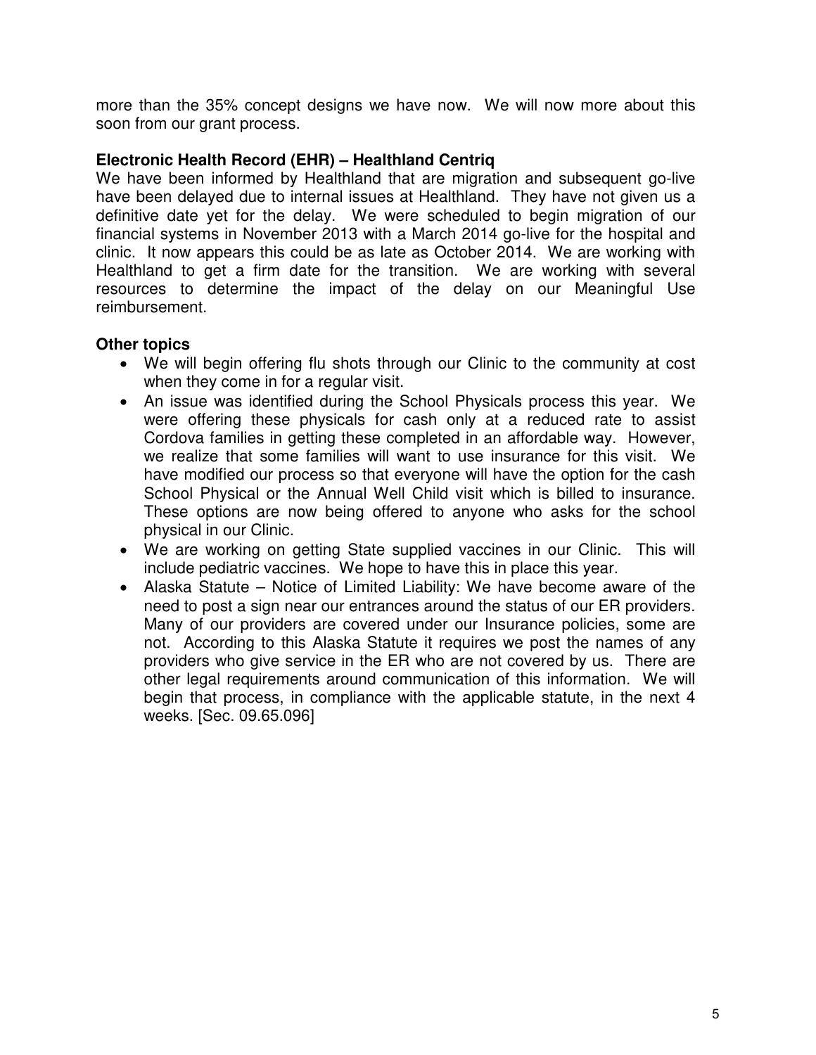more than the 35% concept designs we have now. We will now more about this soon from our grant process.

**Electronic Health Record (EHR) – Healthland Centriq**

We have been informed by Healthland that are migration and subsequent go-live have been delayed due to internal issues at Healthland. They have not given us a definitive date yet for the delay. We were scheduled to begin migration of our financial systems in November 2013 with a March 2014 go-live for the hospital and clinic. It now appears this could be as late as October 2014. We are working with Healthland to get a firm date for the transition. We are working with several resources to determine the impact of the delay on our Meaningful Use reimbursement.

**Other topics**

- We will begin offering flu shots through our Clinic to the community at cost when they come in for a regular visit.
- An issue was identified during the School Physicals process this year. We were offering these physicals for cash only at a reduced rate to assist Cordova families in getting these completed in an affordable way. However, we realize that some families will want to use insurance for this visit. We have modified our process so that everyone will have the option for the cash School Physical or the Annual Well Child visit which is billed to insurance. These options are now being offered to anyone who asks for the school physical in our Clinic.
- We are working on getting State supplied vaccines in our Clinic. This will include pediatric vaccines. We hope to have this in place this year.
- Alaska Statute – Notice of Limited Liability: We have become aware of the need to post a sign near our entrances around the status of our ER providers. Many of our providers are covered under our Insurance policies, some are not. According to this Alaska Statute it requires we post the names of any providers who give service in the ER who are not covered by us. There are other legal requirements around communication of this information. We will begin that process, in compliance with the applicable statute, in the next 4 weeks. [Sec. 09.65.096]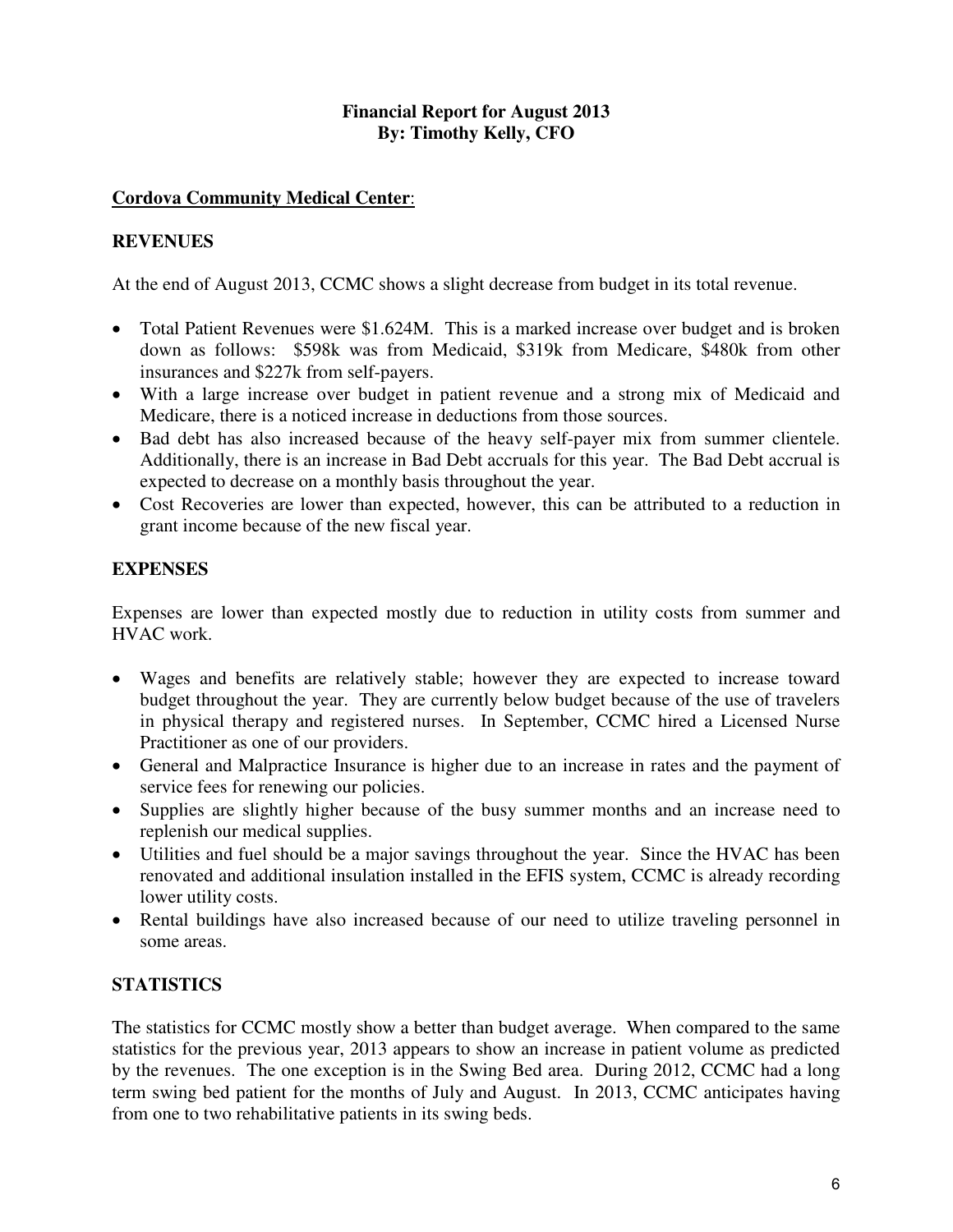**Financial Report for August 2013**
**By: Timothy Kelly, CFO**

**Cordova Community Medical Center**:

## REVENUES

At the end of August 2013, CCMC shows a slight decrease from budget in its total revenue.

- Total Patient Revenues were $1.624M. This is a marked increase over budget and is broken down as follows: $598k was from Medicaid, $319k from Medicare, $480k from other insurances and $227k from self-payers.
- With a large increase over budget in patient revenue and a strong mix of Medicaid and Medicare, there is a noticed increase in deductions from those sources.
- Bad debt has also increased because of the heavy self-payer mix from summer clientele. Additionally, there is an increase in Bad Debt accruals for this year. The Bad Debt accrual is expected to decrease on a monthly basis throughout the year.
- Cost Recoveries are lower than expected, however, this can be attributed to a reduction in grant income because of the new fiscal year.

## EXPENSES

Expenses are lower than expected mostly due to reduction in utility costs from summer and HVAC work.

- Wages and benefits are relatively stable; however they are expected to increase toward budget throughout the year. They are currently below budget because of the use of travelers in physical therapy and registered nurses. In September, CCMC hired a Licensed Nurse Practitioner as one of our providers.
- General and Malpractice Insurance is higher due to an increase in rates and the payment of service fees for renewing our policies.
- Supplies are slightly higher because of the busy summer months and an increase need to replenish our medical supplies.
- Utilities and fuel should be a major savings throughout the year. Since the HVAC has been renovated and additional insulation installed in the EFIS system, CCMC is already recording lower utility costs.
- Rental buildings have also increased because of our need to utilize traveling personnel in some areas.

## STATISTICS

The statistics for CCMC mostly show a better than budget average. When compared to the same statistics for the previous year, 2013 appears to show an increase in patient volume as predicted by the revenues. The one exception is in the Swing Bed area. During 2012, CCMC had a long term swing bed patient for the months of July and August. In 2013, CCMC anticipates having from one to two rehabilitative patients in its swing beds.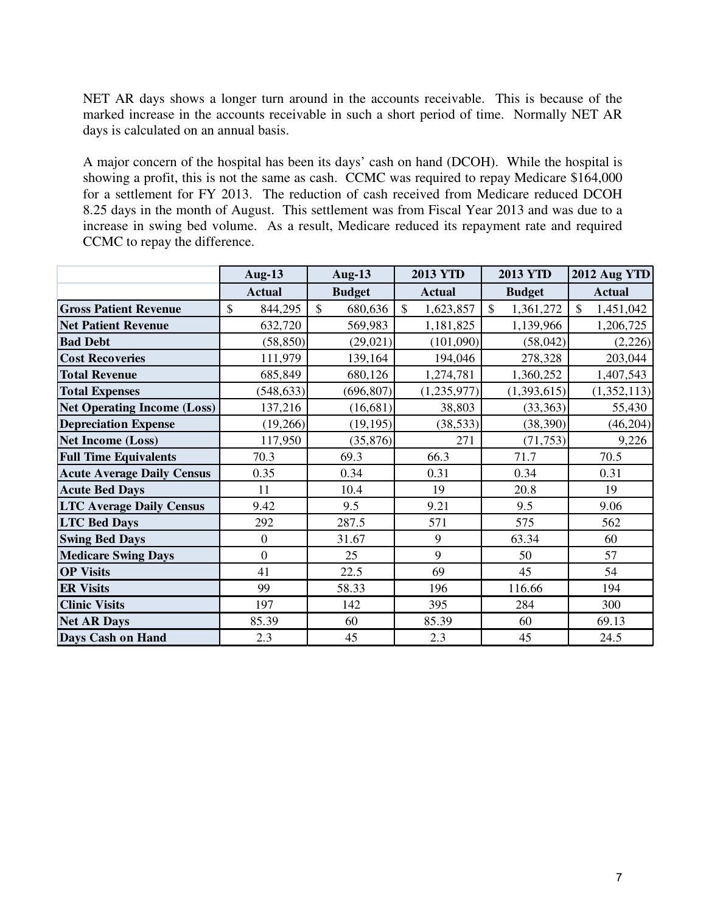NET AR days shows a longer turn around in the accounts receivable. This is because of the marked increase in the accounts receivable in such a short period of time. Normally NET AR days is calculated on an annual basis.

A major concern of the hospital has been its days' cash on hand (DCOH). While the hospital is showing a profit, this is not the same as cash. CCMC was required to repay Medicare $164,000 for a settlement for FY 2013. The reduction of cash received from Medicare reduced DCOH 8.25 days in the month of August. This settlement was from Fiscal Year 2013 and was due to a increase in swing bed volume. As a result, Medicare reduced its repayment rate and required CCMC to repay the difference.

| | Aug-13 | Aug-13 | 2013 YTD | 2013 YTD | 2012 Aug YTD |
|---|---|---|---|---|---|
| | Actual | Budget | Actual | Budget | Actual |
| **Gross Patient Revenue** | $ 844,295 | $ 680,636 | $ 1,623,857 | $ 1,361,272 | $ 1,451,042 |
| **Net Patient Revenue** | 632,720 | 569,983 | 1,181,825 | 1,139,966 | 1,206,725 |
| **Bad Debt** | (58,850) | (29,021) | (101,090) | (58,042) | (2,226) |
| **Cost Recoveries** | 111,979 | 139,164 | 194,046 | 278,328 | 203,044 |
| **Total Revenue** | 685,849 | 680,126 | 1,274,781 | 1,360,252 | 1,407,543 |
| **Total Expenses** | (548,633) | (696,807) | (1,235,977) | (1,393,615) | (1,352,113) |
| **Net Operating Income (Loss)** | 137,216 | (16,681) | 38,803 | (33,363) | 55,430 |
| **Depreciation Expense** | (19,266) | (19,195) | (38,533) | (38,390) | (46,204) |
| **Net Income (Loss)** | 117,950 | (35,876) | 271 | (71,753) | 9,226 |
| **Full Time Equivalents** | 70.3 | 69.3 | 66.3 | 71.7 | 70.5 |
| **Acute Average Daily Census** | 0.35 | 0.34 | 0.31 | 0.34 | 0.31 |
| **Acute Bed Days** | 11 | 10.4 | 19 | 20.8 | 19 |
| **LTC Average Daily Census** | 9.42 | 9.5 | 9.21 | 9.5 | 9.06 |
| **LTC Bed Days** | 292 | 287.5 | 571 | 575 | 562 |
| **Swing Bed Days** | 0 | 31.67 | 9 | 63.34 | 60 |
| **Medicare Swing Days** | 0 | 25 | 9 | 50 | 57 |
| **OP Visits** | 41 | 22.5 | 69 | 45 | 54 |
| **ER Visits** | 99 | 58.33 | 196 | 116.66 | 194 |
| **Clinic Visits** | 197 | 142 | 395 | 284 | 300 |
| **Net AR Days** | 85.39 | 60 | 85.39 | 60 | 69.13 |
| **Days Cash on Hand** | 2.3 | 45 | 2.3 | 45 | 24.5 |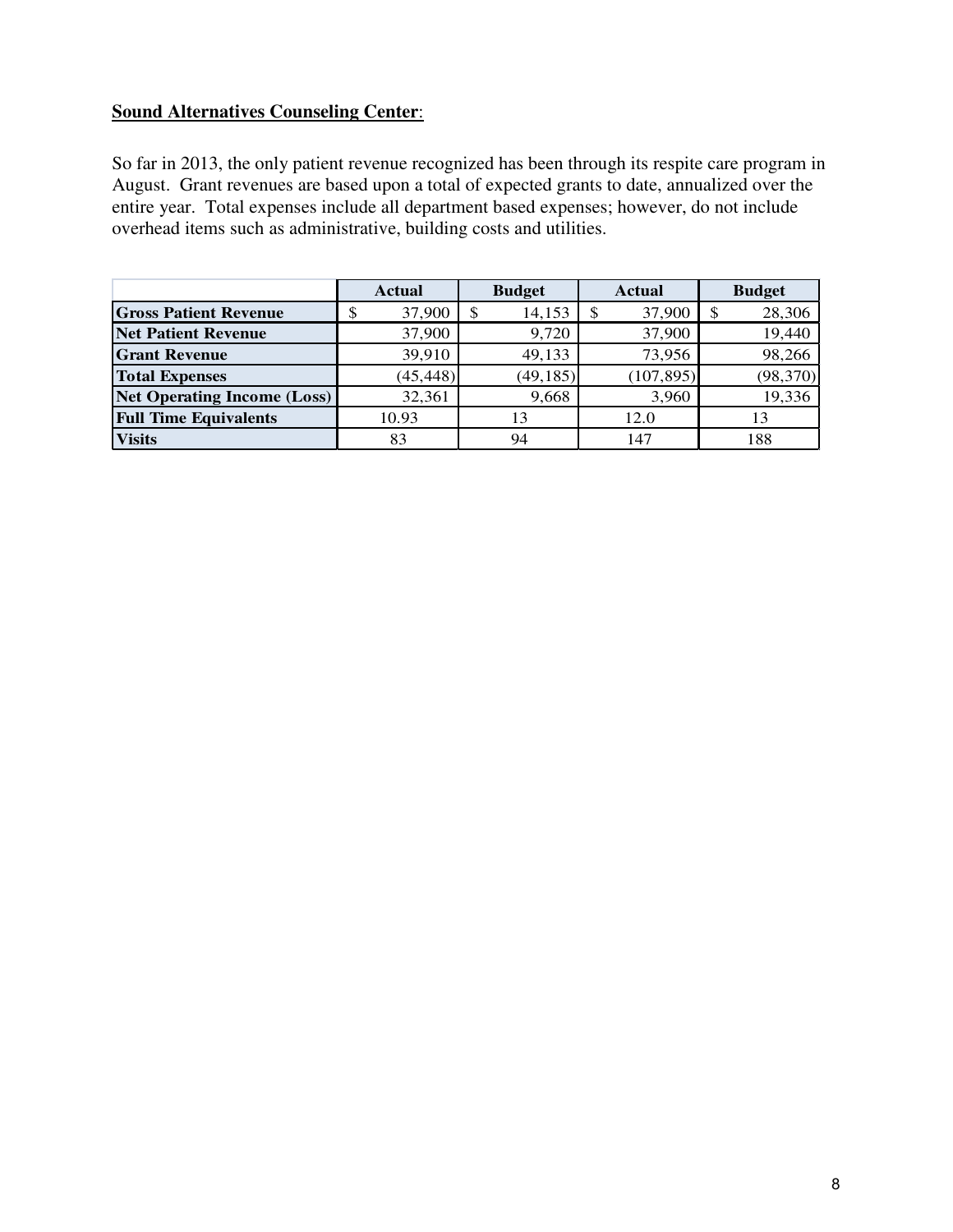**Sound Alternatives Counseling Center**:

So far in 2013, the only patient revenue recognized has been through its respite care program in August. Grant revenues are based upon a total of expected grants to date, annualized over the entire year. Total expenses include all department based expenses; however, do not include overhead items such as administrative, building costs and utilities.

| | Actual | Budget | Actual | Budget |
|---|---|---|---|---|
| **Gross Patient Revenue** | $ 37,900 | $ 14,153 | $ 37,900 | $ 28,306 |
| **Net Patient Revenue** | 37,900 | 9,720 | 37,900 | 19,440 |
| **Grant Revenue** | 39,910 | 49,133 | 73,956 | 98,266 |
| **Total Expenses** | (45,448) | (49,185) | (107,895) | (98,370) |
| **Net Operating Income (Loss)** | 32,361 | 9,668 | 3,960 | 19,336 |
| **Full Time Equivalents** | 10.93 | 13 | 12.0 | 13 |
| **Visits** | 83 | 94 | 147 | 188 |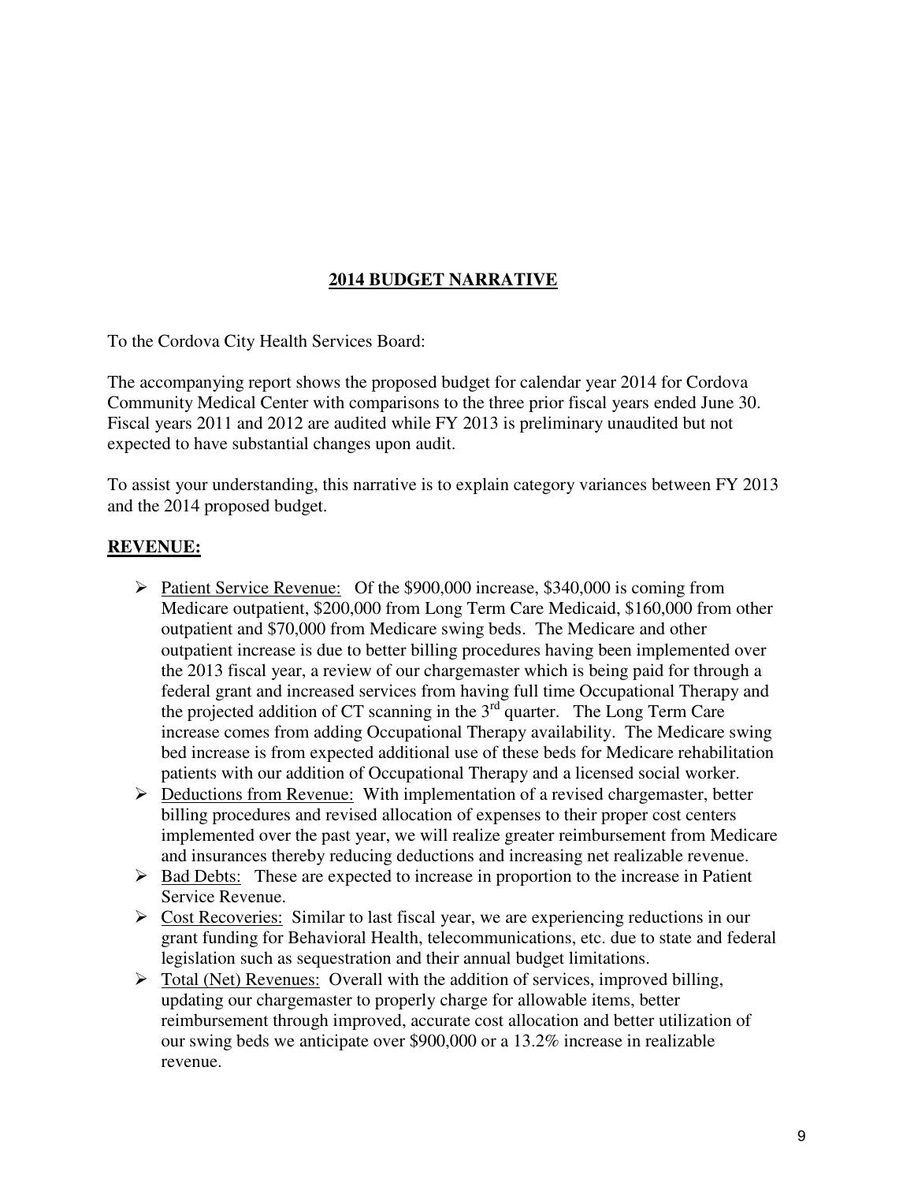# 2014 BUDGET NARRATIVE

To the Cordova City Health Services Board:

The accompanying report shows the proposed budget for calendar year 2014 for Cordova Community Medical Center with comparisons to the three prior fiscal years ended June 30. Fiscal years 2011 and 2012 are audited while FY 2013 is preliminary unaudited but not expected to have substantial changes upon audit.

To assist your understanding, this narrative is to explain category variances between FY 2013 and the 2014 proposed budget.

## REVENUE:

- Patient Service Revenue: Of the $900,000 increase, $340,000 is coming from Medicare outpatient, $200,000 from Long Term Care Medicaid, $160,000 from other outpatient and $70,000 from Medicare swing beds. The Medicare and other outpatient increase is due to better billing procedures having been implemented over the 2013 fiscal year, a review of our chargemaster which is being paid for through a federal grant and increased services from having full time Occupational Therapy and the projected addition of CT scanning in the 3rd quarter. The Long Term Care increase comes from adding Occupational Therapy availability. The Medicare swing bed increase is from expected additional use of these beds for Medicare rehabilitation patients with our addition of Occupational Therapy and a licensed social worker.
- Deductions from Revenue: With implementation of a revised chargemaster, better billing procedures and revised allocation of expenses to their proper cost centers implemented over the past year, we will realize greater reimbursement from Medicare and insurances thereby reducing deductions and increasing net realizable revenue.
- Bad Debts: These are expected to increase in proportion to the increase in Patient Service Revenue.
- Cost Recoveries: Similar to last fiscal year, we are experiencing reductions in our grant funding for Behavioral Health, telecommunications, etc. due to state and federal legislation such as sequestration and their annual budget limitations.
- Total (Net) Revenues: Overall with the addition of services, improved billing, updating our chargemaster to properly charge for allowable items, better reimbursement through improved, accurate cost allocation and better utilization of our swing beds we anticipate over $900,000 or a 13.2% increase in realizable revenue.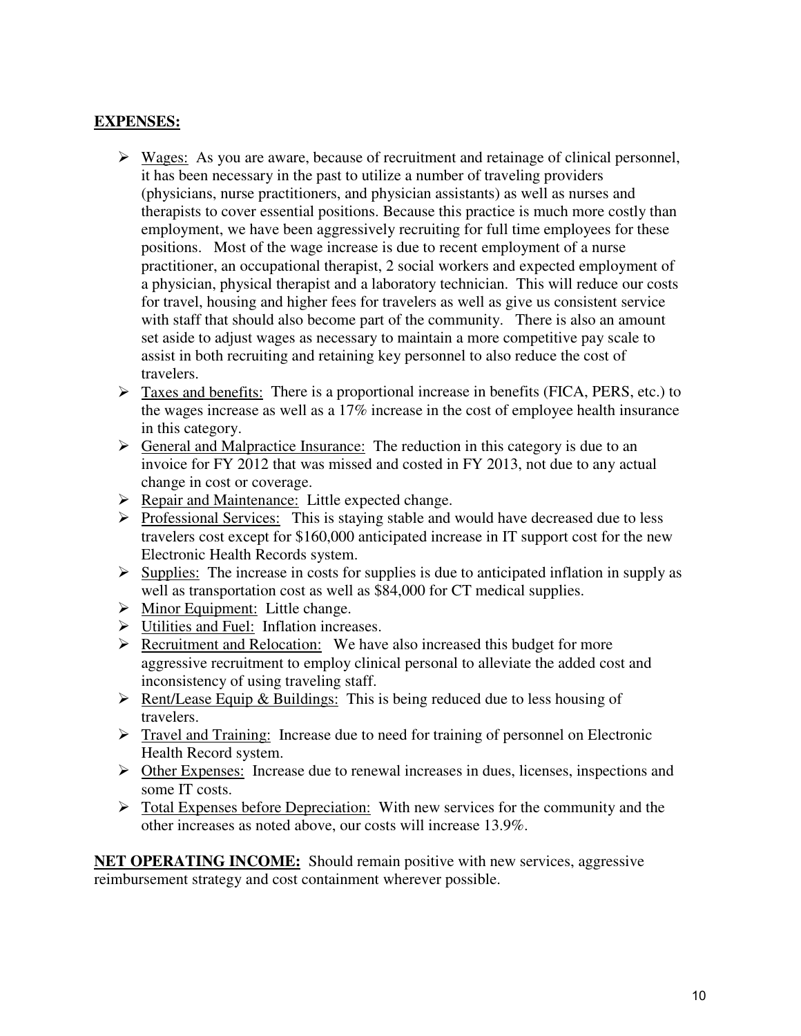**<u>EXPENSES:</u>**

- <u>Wages:</u> As you are aware, because of recruitment and retainage of clinical personnel, it has been necessary in the past to utilize a number of traveling providers (physicians, nurse practitioners, and physician assistants) as well as nurses and therapists to cover essential positions. Because this practice is much more costly than employment, we have been aggressively recruiting for full time employees for these positions. Most of the wage increase is due to recent employment of a nurse practitioner, an occupational therapist, 2 social workers and expected employment of a physician, physical therapist and a laboratory technician. This will reduce our costs for travel, housing and higher fees for travelers as well as give us consistent service with staff that should also become part of the community. There is also an amount set aside to adjust wages as necessary to maintain a more competitive pay scale to assist in both recruiting and retaining key personnel to also reduce the cost of travelers.
- <u>Taxes and benefits:</u> There is a proportional increase in benefits (FICA, PERS, etc.) to the wages increase as well as a 17% increase in the cost of employee health insurance in this category.
- <u>General and Malpractice Insurance:</u> The reduction in this category is due to an invoice for FY 2012 that was missed and costed in FY 2013, not due to any actual change in cost or coverage.
- <u>Repair and Maintenance:</u> Little expected change.
- <u>Professional Services:</u> This is staying stable and would have decreased due to less travelers cost except for $160,000 anticipated increase in IT support cost for the new Electronic Health Records system.
- <u>Supplies:</u> The increase in costs for supplies is due to anticipated inflation in supply as well as transportation cost as well as $84,000 for CT medical supplies.
- <u>Minor Equipment:</u> Little change.
- <u>Utilities and Fuel:</u> Inflation increases.
- <u>Recruitment and Relocation:</u> We have also increased this budget for more aggressive recruitment to employ clinical personal to alleviate the added cost and inconsistency of using traveling staff.
- <u>Rent/Lease Equip & Buildings:</u> This is being reduced due to less housing of travelers.
- <u>Travel and Training:</u> Increase due to need for training of personnel on Electronic Health Record system.
- <u>Other Expenses:</u> Increase due to renewal increases in dues, licenses, inspections and some IT costs.
- <u>Total Expenses before Depreciation:</u> With new services for the community and the other increases as noted above, our costs will increase 13.9%.

**<u>NET OPERATING INCOME:</u>** Should remain positive with new services, aggressive reimbursement strategy and cost containment wherever possible.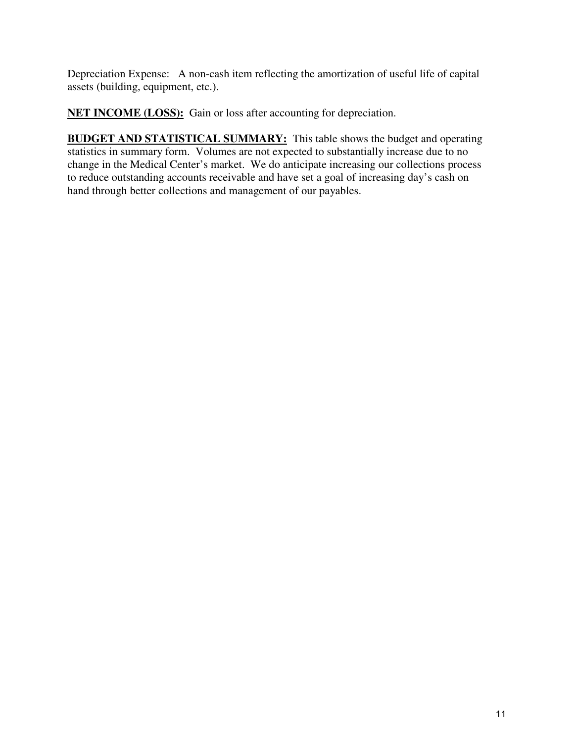Depreciation Expense: A non-cash item reflecting the amortization of useful life of capital assets (building, equipment, etc.).

**NET INCOME (LOSS):** Gain or loss after accounting for depreciation.

**BUDGET AND STATISTICAL SUMMARY:** This table shows the budget and operating statistics in summary form. Volumes are not expected to substantially increase due to no change in the Medical Center's market. We do anticipate increasing our collections process to reduce outstanding accounts receivable and have set a goal of increasing day's cash on hand through better collections and management of our payables.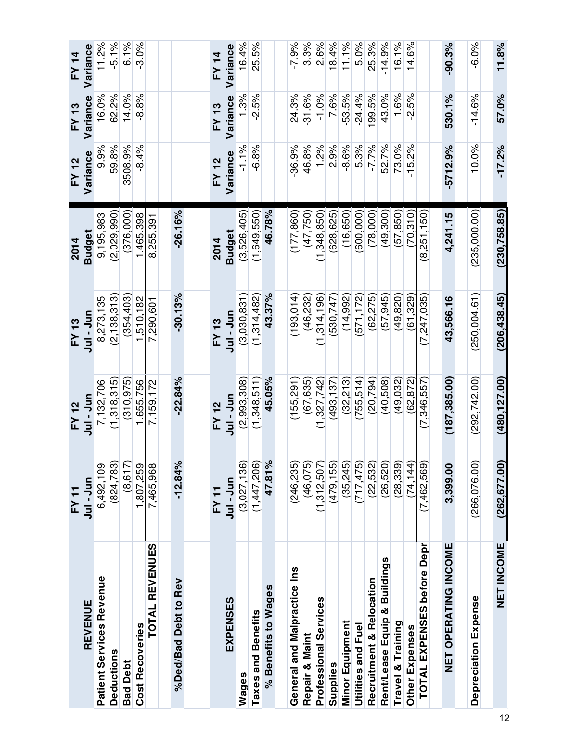| REVENUE | FY 11 Jul - Jun | FY 12 Jul - Jun | FY 13 Jul - Jun | 2014 Budget | FY 12 Variance | FY 13 Variance | FY 14 Variance |
|---|---|---|---|---|---|---|---|
| Patient Services Revenue | 6,492,109 | 7,132,706 | 8,273,135 | 9,195,983 | 9.9% | 16.0% | 11.2% |
| Deductions | (824,783) | (1,318,315) | (2,138,313) | (2,029,990) | 59.8% | 62.2% | -5.1% |
| Bad Debt | (8,617) | (310,975) | (354,403) | (376,000) | 3508.9% | 14.0% | 6.1% |
| Cost Recoveries | 1,807,259 | 1,655,756 | 1,510,182 | 1,465,398 | -8.4% | -8.8% | -3.0% |
| TOTAL REVENUES | 7,465,968 | 7,159,172 | 7,290,601 | 8,255,391 | | | |
| | | | | | | | |
| %Ded/Bad Debt to Rev | -12.84% | -22.84% | -30.13% | -26.16% | | | |

| EXPENSES | FY 11 Jul - Jun | FY 12 Jul - Jun | FY 13 Jul - Jun | 2014 Budget | FY 12 Variance | FY 13 Variance | FY 14 Variance |
|---|---|---|---|---|---|---|---|
| Wages | (3,027,136) | (2,993,308) | (3,030,831) | (3,526,405) | -1.1% | 1.3% | 16.4% |
| Taxes and Benefits | (1,447,206) | (1,348,511) | (1,314,482) | (1,649,550) | -6.8% | -2.5% | 25.5% |
| % Benefits to Wages | 47.81% | 45.05% | 43.37% | 46.78% | | | |
| | | | | | | | |
| General and Malpractice Ins | (246,235) | (155,291) | (193,014) | (177,860) | -36.9% | 24.3% | -7.9% |
| Repair & Maint | (46,075) | (67,635) | (46,232) | (47,750) | 46.8% | -31.6% | 3.3% |
| Professional Services | (1,312,507) | (1,327,742) | (1,314,196) | (1,348,850) | 1.2% | -1.0% | 2.6% |
| Supplies | (479,155) | (493,137) | (530,747) | (628,625) | 2.9% | 7.6% | 18.4% |
| Minor Equipment | (35,245) | (32,213) | (14,992) | (16,650) | -8.6% | -53.5% | 11.1% |
| Utilities and Fuel | (717,475) | (755,514) | (571,172) | (600,000) | 5.3% | -24.4% | 5.0% |
| Recruitment & Relocation | (22,532) | (20,794) | (62,275) | (78,000) | -7.7% | 199.5% | 25.3% |
| Rent/Lease Equip & Buildings | (26,520) | (40,508) | (57,945) | (49,300) | 52.7% | 43.0% | -14.9% |
| Travel & Training | (28,339) | (49,032) | (49,820) | (57,850) | 73.0% | 1.6% | 16.1% |
| Other Expenses | (74,144) | (62,872) | (61,329) | (70,310) | -15.2% | -2.5% | 14.6% |
| TOTAL EXPENSES before Depr | (7,462,569) | (7,346,557) | (7,247,035) | (8,251,150) | | | |
| | | | | | | | |
| NET OPERATING INCOME | 3,399.00 | (187,385.00) | 43,566.16 | 4,241.15 | -5712.9% | 530.1% | -90.3% |
| | | | | | | | |
| Depreciation Expense | (266,076.00) | (292,742.00) | (250,004.61) | (235,000.00) | 10.0% | -14.6% | -6.0% |
| | | | | | | | |
| NET INCOME | (262,677.00) | (480,127.00) | (206,438.45) | (230,758.85) | -17.2% | 57.0% | 11.8% |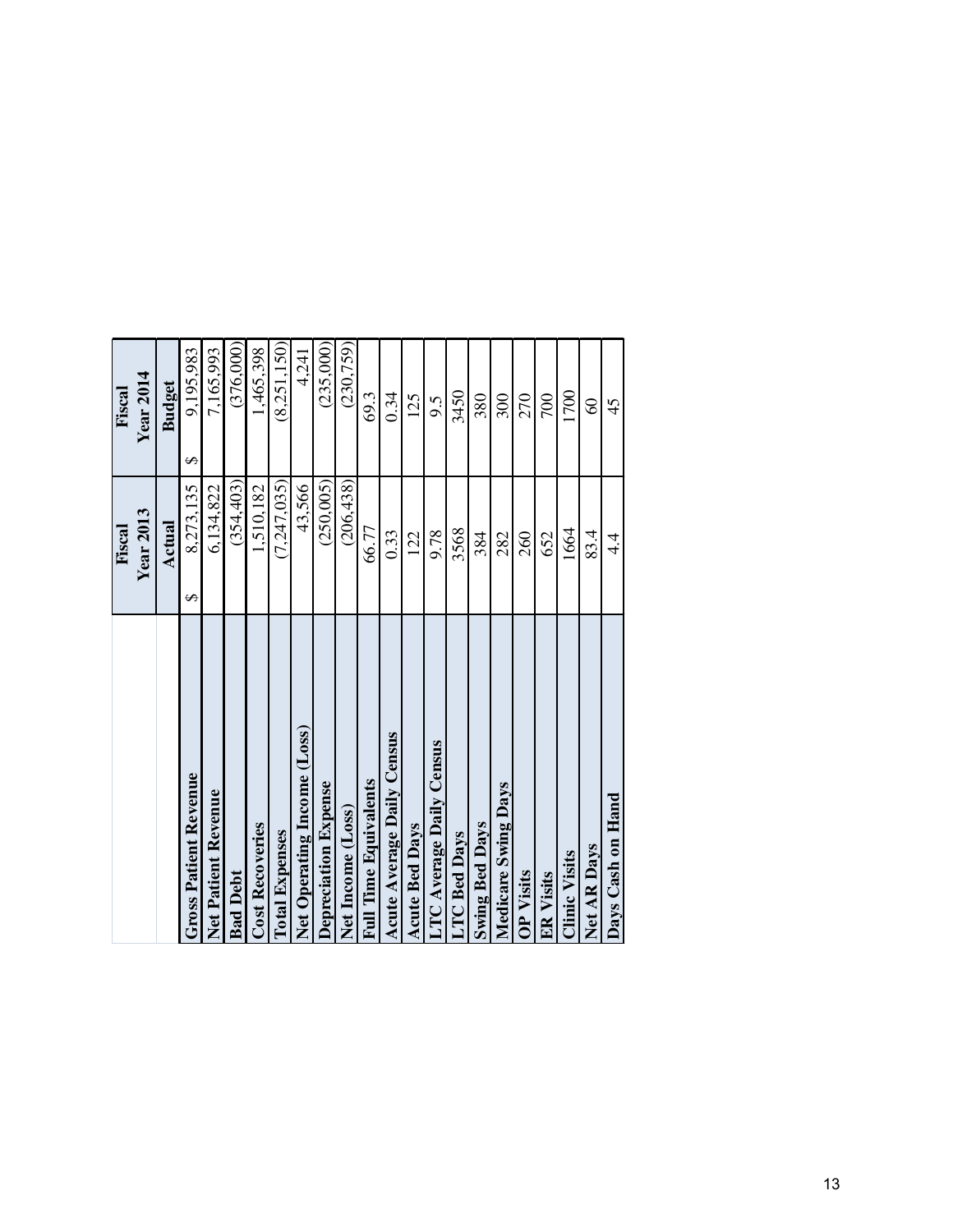| | Fiscal Year 2013 | Fiscal Year 2014 |
|---|---|---|
| | Actual | Budget |
| Gross Patient Revenue | $ 8,273,135 | $ 9,195,983 |
| Net Patient Revenue | 6,134,822 | 7,165,993 |
| Bad Debt | (354,403) | (376,000) |
| Cost Recoveries | 1,510,182 | 1,465,398 |
| Total Expenses | (7,247,035) | (8,251,150) |
| Net Operating Income (Loss) | 43,566 | 4,241 |
| Depreciation Expense | (250,005) | (235,000) |
| Net Income (Loss) | (206,438) | (230,759) |
| Full Time Equivalents | 66.77 | 69.3 |
| Acute Average Daily Census | 0.33 | 0.34 |
| Acute Bed Days | 122 | 125 |
| LTC Average Daily Census | 9.78 | 9.5 |
| LTC Bed Days | 3568 | 3450 |
| Swing Bed Days | 384 | 380 |
| Medicare Swing Days | 282 | 300 |
| OP Visits | 260 | 270 |
| ER Visits | 652 | 700 |
| Clinic Visits | 1664 | 1700 |
| Net AR Days | 83.4 | 60 |
| Days Cash on Hand | 4.4 | 45 |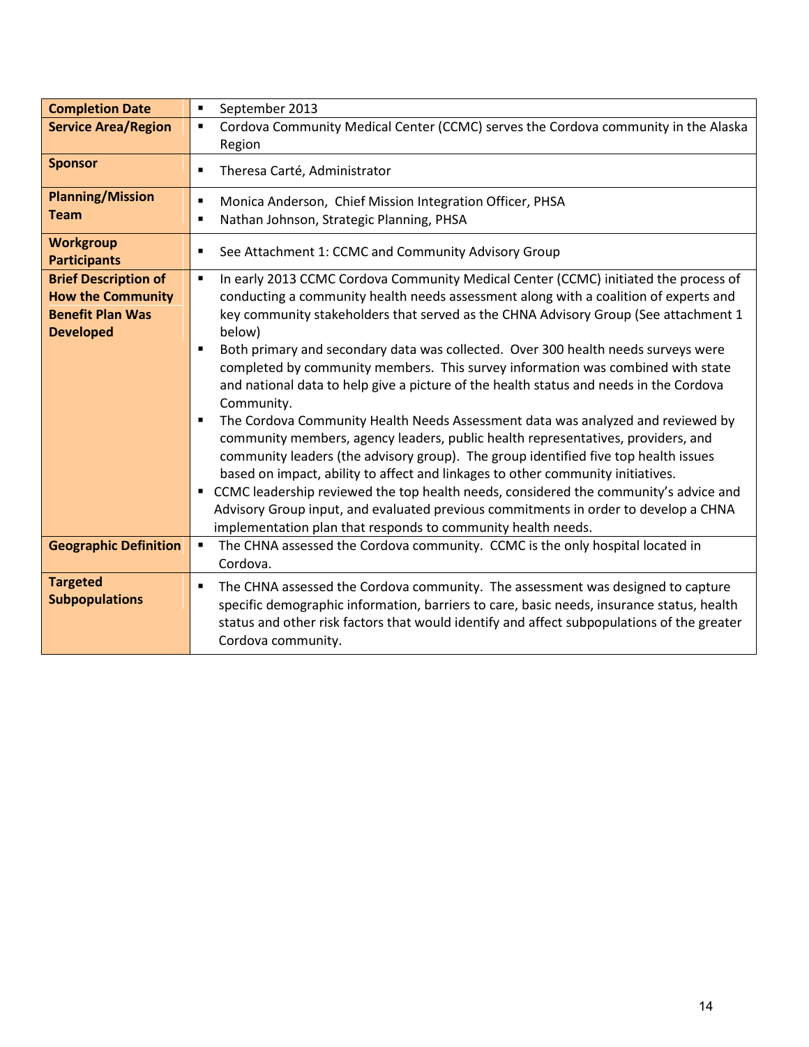| | |
|---|---|
| **Completion Date** | ▪ September 2013 |
| **Service Area/Region** | ▪ Cordova Community Medical Center (CCMC) serves the Cordova community in the Alaska Region |
| **Sponsor** | ▪ Theresa Carté, Administrator |
| **Planning/Mission Team** | ▪ Monica Anderson, Chief Mission Integration Officer, PHSA<br>▪ Nathan Johnson, Strategic Planning, PHSA |
| **Workgroup Participants** | ▪ See Attachment 1: CCMC and Community Advisory Group |
| **Brief Description of How the Community Benefit Plan Was Developed** | ▪ In early 2013 CCMC Cordova Community Medical Center (CCMC) initiated the process of conducting a community health needs assessment along with a coalition of experts and key community stakeholders that served as the CHNA Advisory Group (See attachment 1 below)<br>▪ Both primary and secondary data was collected. Over 300 health needs surveys were completed by community members. This survey information was combined with state and national data to help give a picture of the health status and needs in the Cordova Community.<br>▪ The Cordova Community Health Needs Assessment data was analyzed and reviewed by community members, agency leaders, public health representatives, providers, and community leaders (the advisory group). The group identified five top health issues based on impact, ability to affect and linkages to other community initiatives.<br>▪ CCMC leadership reviewed the top health needs, considered the community's advice and Advisory Group input, and evaluated previous commitments in order to develop a CHNA implementation plan that responds to community health needs. |
| **Geographic Definition** | ▪ The CHNA assessed the Cordova community. CCMC is the only hospital located in Cordova. |
| **Targeted Subpopulations** | ▪ The CHNA assessed the Cordova community. The assessment was designed to capture specific demographic information, barriers to care, basic needs, insurance status, health status and other risk factors that would identify and affect subpopulations of the greater Cordova community. |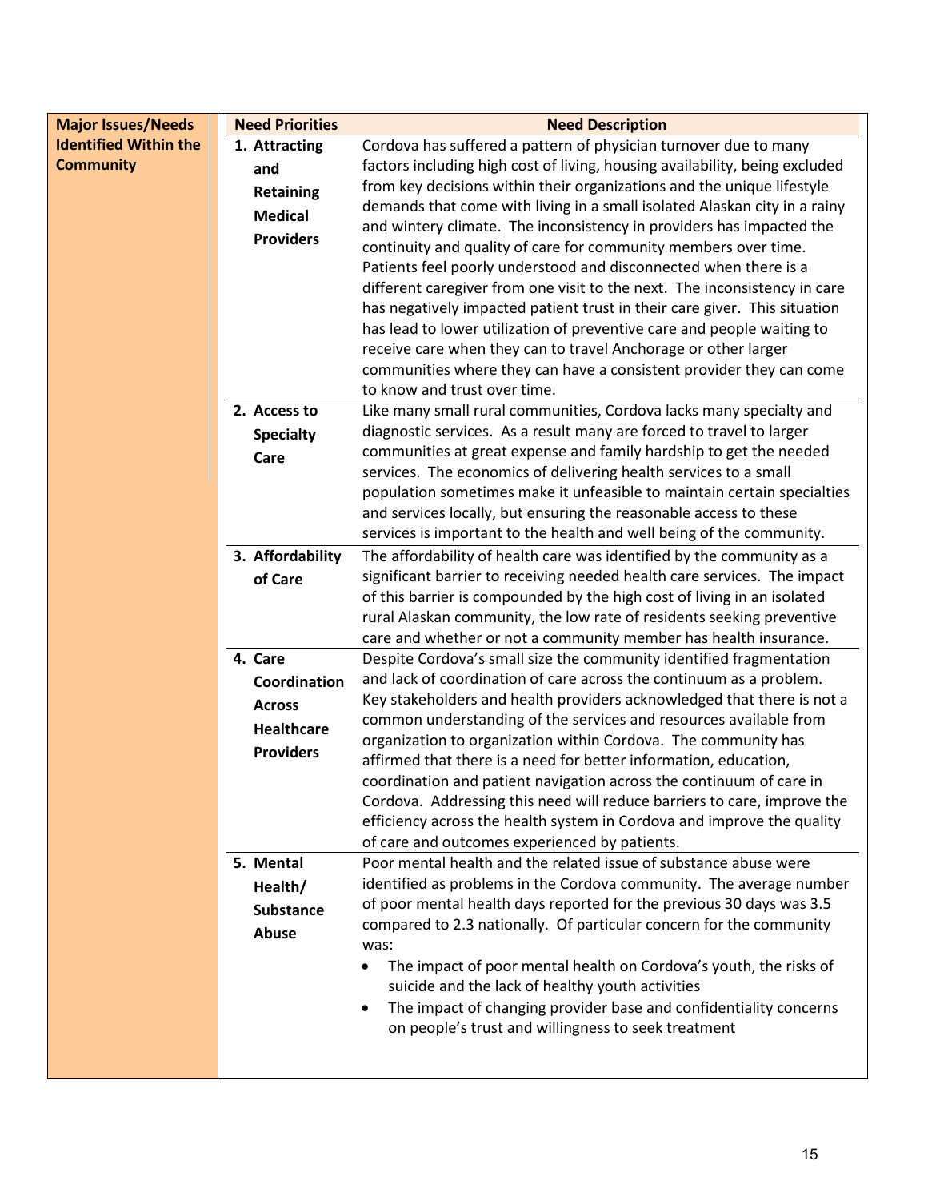| Major Issues/Needs Identified Within the Community | Need Priorities | Need Description |
|---|---|---|
| | **1. Attracting and Retaining Medical Providers** | Cordova has suffered a pattern of physician turnover due to many factors including high cost of living, housing availability, being excluded from key decisions within their organizations and the unique lifestyle demands that come with living in a small isolated Alaskan city in a rainy and wintery climate. The inconsistency in providers has impacted the continuity and quality of care for community members over time. Patients feel poorly understood and disconnected when there is a different caregiver from one visit to the next. The inconsistency in care has negatively impacted patient trust in their care giver. This situation has lead to lower utilization of preventive care and people waiting to receive care when they can to travel Anchorage or other larger communities where they can have a consistent provider they can come to know and trust over time. |
| | **2. Access to Specialty Care** | Like many small rural communities, Cordova lacks many specialty and diagnostic services. As a result many are forced to travel to larger communities at great expense and family hardship to get the needed services. The economics of delivering health services to a small population sometimes make it unfeasible to maintain certain specialties and services locally, but ensuring the reasonable access to these services is important to the health and well being of the community. |
| | **3. Affordability of Care** | The affordability of health care was identified by the community as a significant barrier to receiving needed health care services. The impact of this barrier is compounded by the high cost of living in an isolated rural Alaskan community, the low rate of residents seeking preventive care and whether or not a community member has health insurance. |
| | **4. Care Coordination Across Healthcare Providers** | Despite Cordova's small size the community identified fragmentation and lack of coordination of care across the continuum as a problem. Key stakeholders and health providers acknowledged that there is not a common understanding of the services and resources available from organization to organization within Cordova. The community has affirmed that there is a need for better information, education, coordination and patient navigation across the continuum of care in Cordova. Addressing this need will reduce barriers to care, improve the efficiency across the health system in Cordova and improve the quality of care and outcomes experienced by patients. |
| | **5. Mental Health/ Substance Abuse** | Poor mental health and the related issue of substance abuse were identified as problems in the Cordova community. The average number of poor mental health days reported for the previous 30 days was 3.5 compared to 2.3 nationally. Of particular concern for the community was: <br>• The impact of poor mental health on Cordova's youth, the risks of suicide and the lack of healthy youth activities <br>• The impact of changing provider base and confidentiality concerns on people's trust and willingness to seek treatment |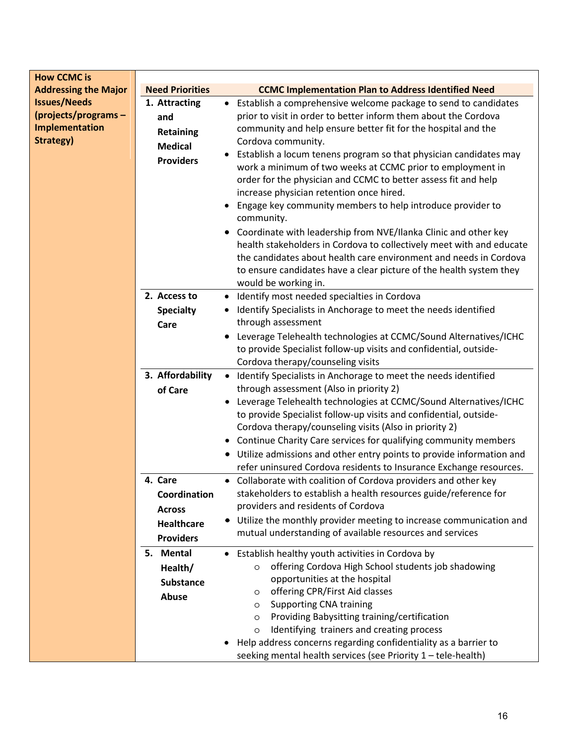**How CCMC is Addressing the Major Issues/Needs (projects/programs – Implementation Strategy)**

| Need Priorities | CCMC Implementation Plan to Address Identified Need |
| --- | --- |
| 1. Attracting and Retaining Medical Providers | • Establish a comprehensive welcome package to send to candidates prior to visit in order to better inform them about the Cordova community and help ensure better fit for the hospital and the Cordova community.<br>• Establish a locum tenens program so that physician candidates may work a minimum of two weeks at CCMC prior to employment in order for the physician and CCMC to better assess fit and help increase physician retention once hired.<br>• Engage key community members to help introduce provider to community.<br>• Coordinate with leadership from NVE/Ilanka Clinic and other key health stakeholders in Cordova to collectively meet with and educate the candidates about health care environment and needs in Cordova to ensure candidates have a clear picture of the health system they would be working in. |
| 2. Access to Specialty Care | • Identify most needed specialties in Cordova<br>• Identify Specialists in Anchorage to meet the needs identified through assessment<br>• Leverage Telehealth technologies at CCMC/Sound Alternatives/ICHC to provide Specialist follow-up visits and confidential, outside-Cordova therapy/counseling visits |
| 3. Affordability of Care | • Identify Specialists in Anchorage to meet the needs identified through assessment (Also in priority 2)<br>• Leverage Telehealth technologies at CCMC/Sound Alternatives/ICHC to provide Specialist follow-up visits and confidential, outside-Cordova therapy/counseling visits (Also in priority 2)<br>• Continue Charity Care services for qualifying community members<br>• Utilize admissions and other entry points to provide information and refer uninsured Cordova residents to Insurance Exchange resources. |
| 4. Care Coordination Across Healthcare Providers | • Collaborate with coalition of Cordova providers and other key stakeholders to establish a health resources guide/reference for providers and residents of Cordova<br>• Utilize the monthly provider meeting to increase communication and mutual understanding of available resources and services |
| 5. Mental Health/ Substance Abuse | • Establish healthy youth activities in Cordova by<br>  ○ offering Cordova High School students job shadowing opportunities at the hospital<br>  ○ offering CPR/First Aid classes<br>  ○ Supporting CNA training<br>  ○ Providing Babysitting training/certification<br>  ○ Identifying trainers and creating process<br>• Help address concerns regarding confidentiality as a barrier to seeking mental health services (see Priority 1 – tele-health) |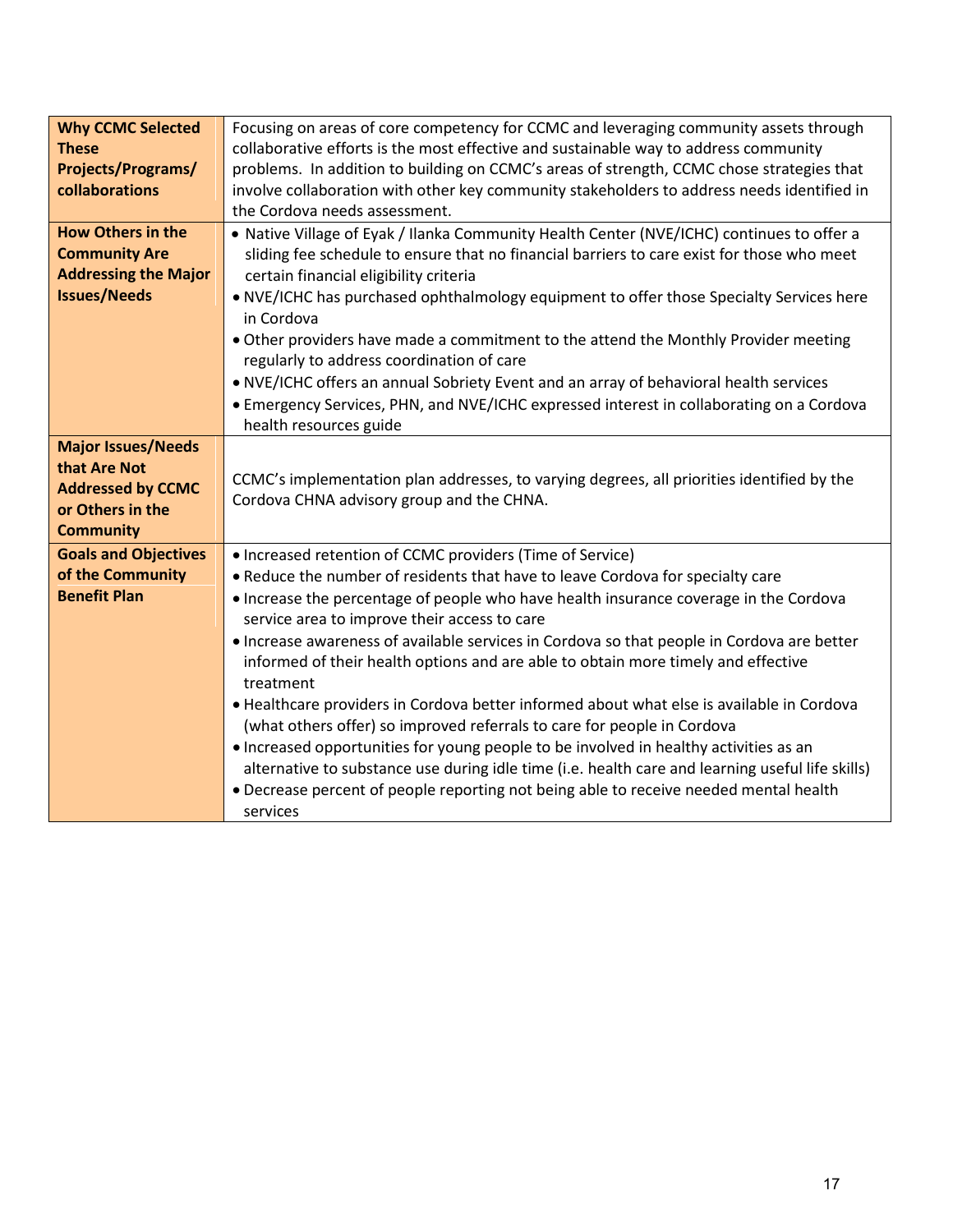| **Why CCMC Selected These Projects/Programs/ collaborations** | Focusing on areas of core competency for CCMC and leveraging community assets through collaborative efforts is the most effective and sustainable way to address community problems. In addition to building on CCMC's areas of strength, CCMC chose strategies that involve collaboration with other key community stakeholders to address needs identified in the Cordova needs assessment. |
|---|---|
| **How Others in the Community Are Addressing the Major Issues/Needs** | • Native Village of Eyak / Ilanka Community Health Center (NVE/ICHC) continues to offer a sliding fee schedule to ensure that no financial barriers to care exist for those who meet certain financial eligibility criteria<br>• NVE/ICHC has purchased ophthalmology equipment to offer those Specialty Services here in Cordova<br>• Other providers have made a commitment to the attend the Monthly Provider meeting regularly to address coordination of care<br>• NVE/ICHC offers an annual Sobriety Event and an array of behavioral health services<br>• Emergency Services, PHN, and NVE/ICHC expressed interest in collaborating on a Cordova health resources guide |
| **Major Issues/Needs that Are Not Addressed by CCMC or Others in the Community** | CCMC's implementation plan addresses, to varying degrees, all priorities identified by the Cordova CHNA advisory group and the CHNA. |
| **Goals and Objectives of the Community Benefit Plan** | • Increased retention of CCMC providers (Time of Service)<br>• Reduce the number of residents that have to leave Cordova for specialty care<br>• Increase the percentage of people who have health insurance coverage in the Cordova service area to improve their access to care<br>• Increase awareness of available services in Cordova so that people in Cordova are better informed of their health options and are able to obtain more timely and effective treatment<br>• Healthcare providers in Cordova better informed about what else is available in Cordova (what others offer) so improved referrals to care for people in Cordova<br>• Increased opportunities for young people to be involved in healthy activities as an alternative to substance use during idle time (i.e. health care and learning useful life skills)<br>• Decrease percent of people reporting not being able to receive needed mental health services |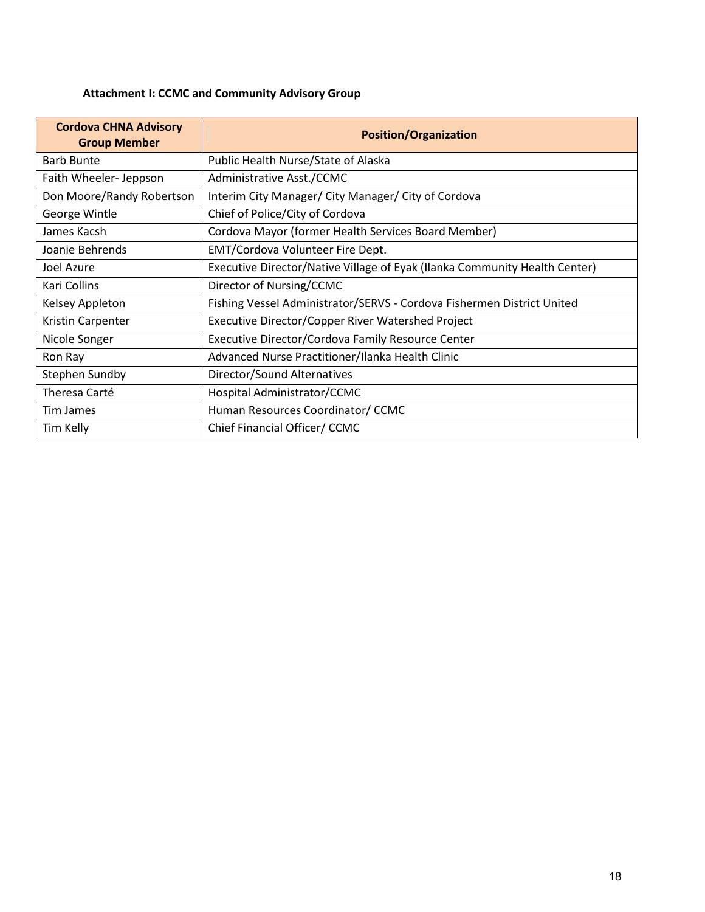**Attachment I: CCMC and Community Advisory Group**

| Cordova CHNA Advisory Group Member | Position/Organization |
|---|---|
| Barb Bunte | Public Health Nurse/State of Alaska |
| Faith Wheeler- Jeppson | Administrative Asst./CCMC |
| Don Moore/Randy Robertson | Interim City Manager/ City Manager/ City of Cordova |
| George Wintle | Chief of Police/City of Cordova |
| James Kacsh | Cordova Mayor (former Health Services Board Member) |
| Joanie Behrends | EMT/Cordova Volunteer Fire Dept. |
| Joel Azure | Executive Director/Native Village of Eyak (Ilanka Community Health Center) |
| Kari Collins | Director of Nursing/CCMC |
| Kelsey Appleton | Fishing Vessel Administrator/SERVS - Cordova Fishermen District United |
| Kristin Carpenter | Executive Director/Copper River Watershed Project |
| Nicole Songer | Executive Director/Cordova Family Resource Center |
| Ron Ray | Advanced Nurse Practitioner/Ilanka Health Clinic |
| Stephen Sundby | Director/Sound Alternatives |
| Theresa Carté | Hospital Administrator/CCMC |
| Tim James | Human Resources Coordinator/ CCMC |
| Tim Kelly | Chief Financial Officer/ CCMC |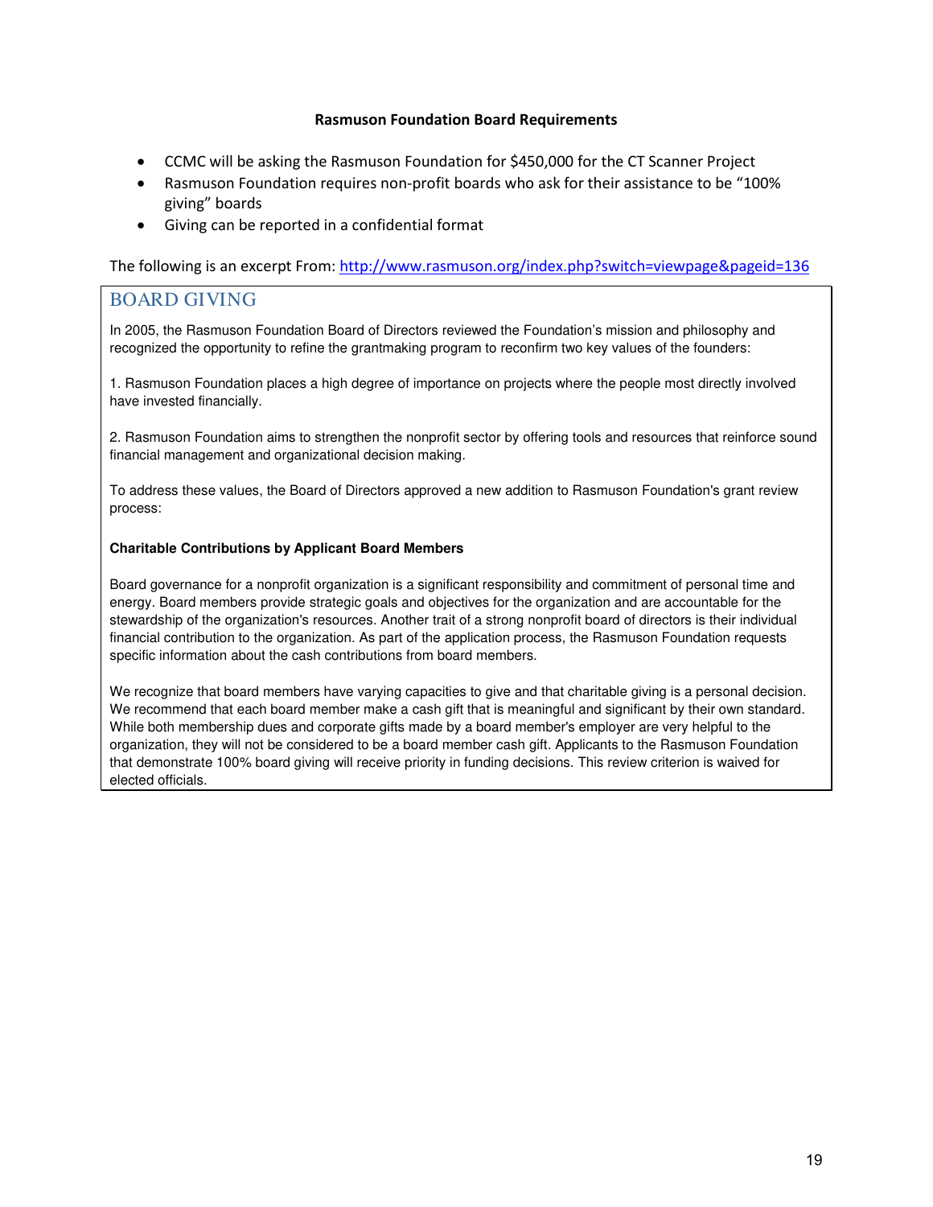**Rasmuson Foundation Board Requirements**

- CCMC will be asking the Rasmuson Foundation for $450,000 for the CT Scanner Project
- Rasmuson Foundation requires non-profit boards who ask for their assistance to be “100% giving” boards
- Giving can be reported in a confidential format

The following is an excerpt From: http://www.rasmuson.org/index.php?switch=viewpage&pageid=136

## BOARD GIVING

In 2005, the Rasmuson Foundation Board of Directors reviewed the Foundation’s mission and philosophy and recognized the opportunity to refine the grantmaking program to reconfirm two key values of the founders:

1. Rasmuson Foundation places a high degree of importance on projects where the people most directly involved have invested financially.

2. Rasmuson Foundation aims to strengthen the nonprofit sector by offering tools and resources that reinforce sound financial management and organizational decision making.

To address these values, the Board of Directors approved a new addition to Rasmuson Foundation's grant review process:

**Charitable Contributions by Applicant Board Members**

Board governance for a nonprofit organization is a significant responsibility and commitment of personal time and energy. Board members provide strategic goals and objectives for the organization and are accountable for the stewardship of the organization's resources. Another trait of a strong nonprofit board of directors is their individual financial contribution to the organization. As part of the application process, the Rasmuson Foundation requests specific information about the cash contributions from board members.

We recognize that board members have varying capacities to give and that charitable giving is a personal decision. We recommend that each board member make a cash gift that is meaningful and significant by their own standard. While both membership dues and corporate gifts made by a board member's employer are very helpful to the organization, they will not be considered to be a board member cash gift. Applicants to the Rasmuson Foundation that demonstrate 100% board giving will receive priority in funding decisions. This review criterion is waived for elected officials.